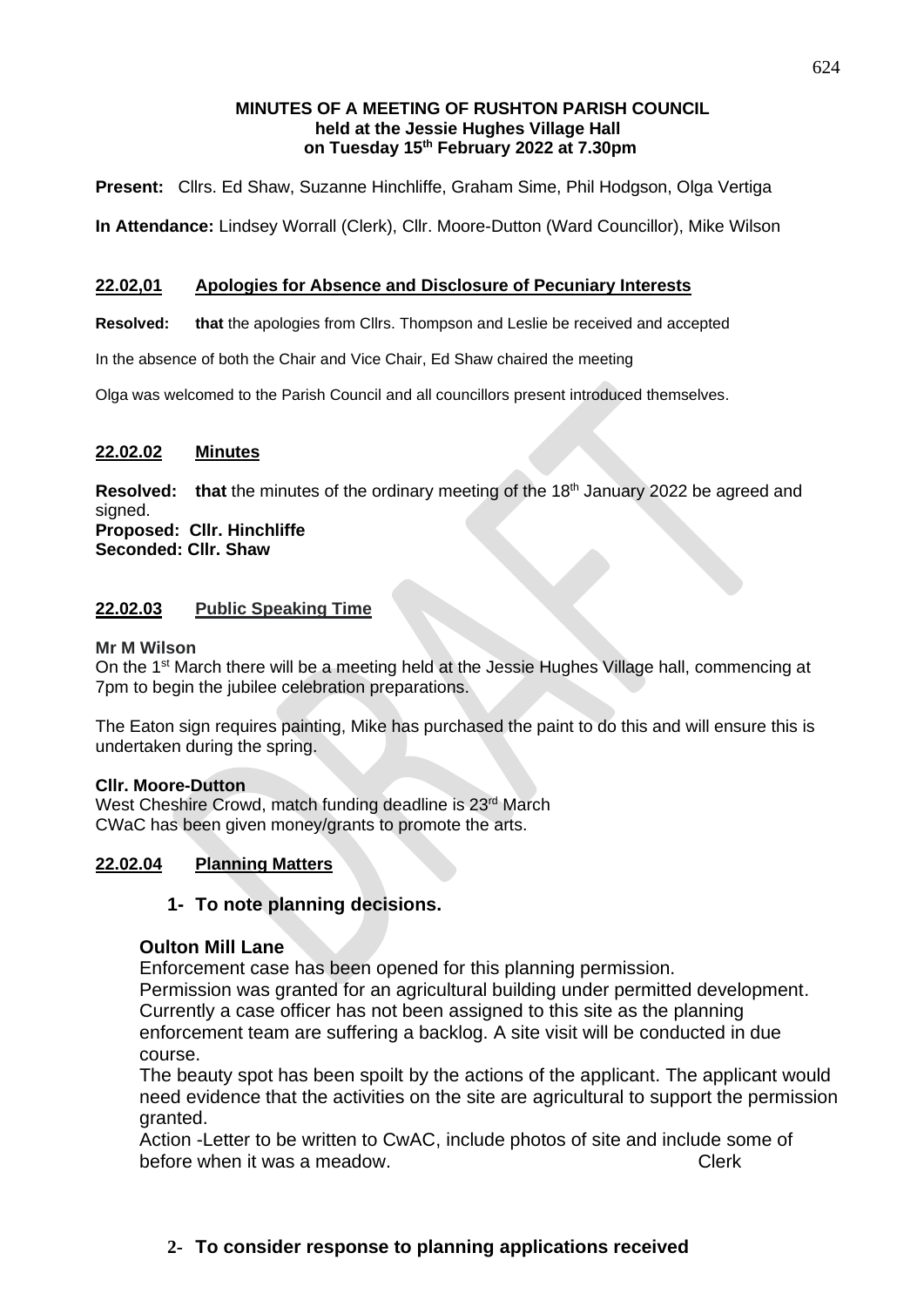**MINUTES OF A MEETING OF RUSHTON PARISH COUNCIL held at the Jessie Hughes Village Hall on Tuesday 15th February 2022 at 7.30pm**

**Present:** Cllrs. Ed Shaw, Suzanne Hinchliffe, Graham Sime, Phil Hodgson, Olga Vertiga

**In Attendance:** Lindsey Worrall (Clerk), Cllr. Moore-Dutton (Ward Councillor), Mike Wilson

## 22.02,01 Apologies for Absence and Disclosure of Pecuniary Interests

**Resolved:** **that** the apologies from Cllrs. Thompson and Leslie be received and accepted

In the absence of both the Chair and Vice Chair, Ed Shaw chaired the meeting

Olga was welcomed to the Parish Council and all councillors present introduced themselves.

## 22.02.02 Minutes

**Resolved:** **that** the minutes of the ordinary meeting of the 18th January 2022 be agreed and signed.
**Proposed: Cllr. Hinchliffe**
**Seconded: Cllr. Shaw**

## 22.02.03 Public Speaking Time

**Mr M Wilson**
On the 1st March there will be a meeting held at the Jessie Hughes Village hall, commencing at 7pm to begin the jubilee celebration preparations.

The Eaton sign requires painting, Mike has purchased the paint to do this and will ensure this is undertaken during the spring.

**Cllr. Moore-Dutton**
West Cheshire Crowd, match funding deadline is 23rd March
CWaC has been given money/grants to promote the arts.

## 22.02.04 Planning Matters

### 1- To note planning decisions.

**Oulton Mill Lane**
Enforcement case has been opened for this planning permission.
Permission was granted for an agricultural building under permitted development. Currently a case officer has not been assigned to this site as the planning enforcement team are suffering a backlog. A site visit will be conducted in due course.
The beauty spot has been spoilt by the actions of the applicant. The applicant would need evidence that the activities on the site are agricultural to support the permission granted.
Action -Letter to be written to CwAC, include photos of site and include some of before when it was a meadow. Clerk

### 2- To consider response to planning applications received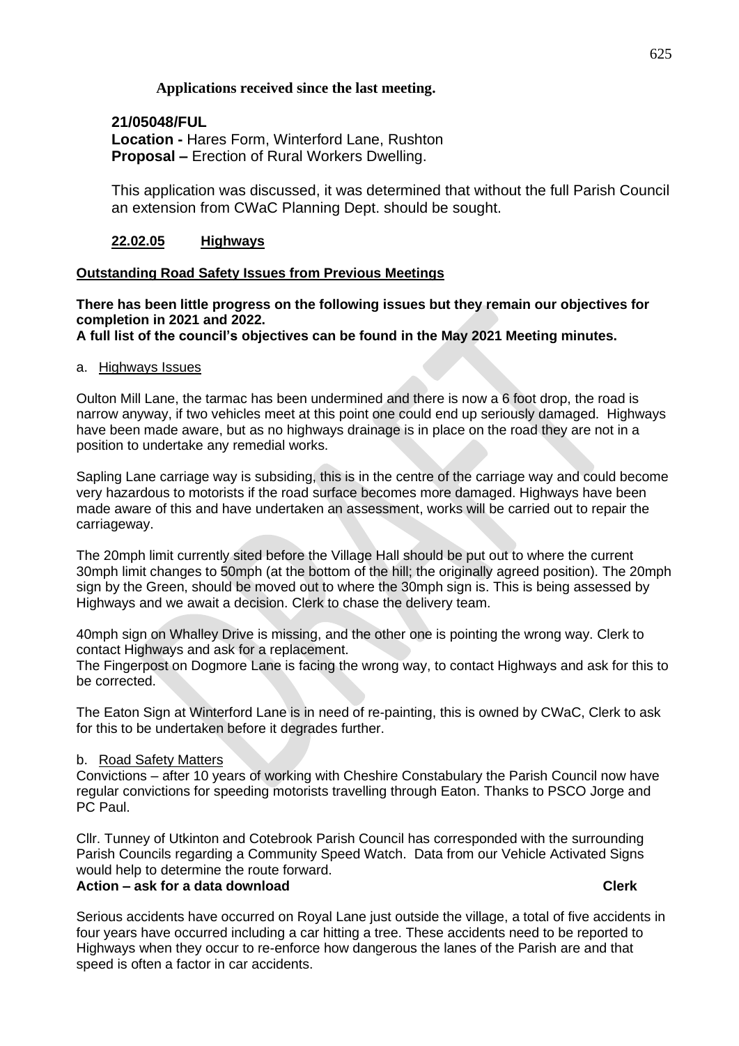**Applications received since the last meeting.**

**21/05048/FUL**
**Location -** Hares Form, Winterford Lane, Rushton
**Proposal –** Erection of Rural Workers Dwelling.

This application was discussed, it was determined that without the full Parish Council an extension from CWaC Planning Dept. should be sought.

**22.02.05 Highways**

**Outstanding Road Safety Issues from Previous Meetings**

**There has been little progress on the following issues but they remain our objectives for completion in 2021 and 2022.**
**A full list of the council's objectives can be found in the May 2021 Meeting minutes.**

a. Highways Issues

Oulton Mill Lane, the tarmac has been undermined and there is now a 6 foot drop, the road is narrow anyway, if two vehicles meet at this point one could end up seriously damaged. Highways have been made aware, but as no highways drainage is in place on the road they are not in a position to undertake any remedial works.

Sapling Lane carriage way is subsiding, this is in the centre of the carriage way and could become very hazardous to motorists if the road surface becomes more damaged. Highways have been made aware of this and have undertaken an assessment, works will be carried out to repair the carriageway.

The 20mph limit currently sited before the Village Hall should be put out to where the current 30mph limit changes to 50mph (at the bottom of the hill; the originally agreed position). The 20mph sign by the Green, should be moved out to where the 30mph sign is. This is being assessed by Highways and we await a decision. Clerk to chase the delivery team.

40mph sign on Whalley Drive is missing, and the other one is pointing the wrong way. Clerk to contact Highways and ask for a replacement.
The Fingerpost on Dogmore Lane is facing the wrong way, to contact Highways and ask for this to be corrected.

The Eaton Sign at Winterford Lane is in need of re-painting, this is owned by CWaC, Clerk to ask for this to be undertaken before it degrades further.

b. Road Safety Matters
Convictions – after 10 years of working with Cheshire Constabulary the Parish Council now have regular convictions for speeding motorists travelling through Eaton. Thanks to PSCO Jorge and PC Paul.

Cllr. Tunney of Utkinton and Cotebrook Parish Council has corresponded with the surrounding Parish Councils regarding a Community Speed Watch. Data from our Vehicle Activated Signs would help to determine the route forward.
**Action – ask for a data download Clerk**

Serious accidents have occurred on Royal Lane just outside the village, a total of five accidents in four years have occurred including a car hitting a tree. These accidents need to be reported to Highways when they occur to re-enforce how dangerous the lanes of the Parish are and that speed is often a factor in car accidents.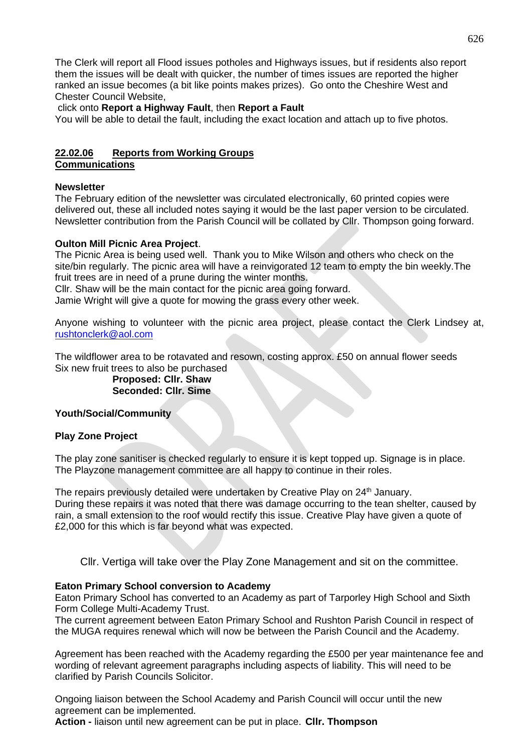The Clerk will report all Flood issues potholes and Highways issues, but if residents also report them the issues will be dealt with quicker, the number of times issues are reported the higher ranked an issue becomes (a bit like points makes prizes). Go onto the Cheshire West and Chester Council Website,

click onto **Report a Highway Fault**, then **Report a Fault**

You will be able to detail the fault, including the exact location and attach up to five photos.

## 22.02.06 Reports from Working Groups

### Communications

**Newsletter**

The February edition of the newsletter was circulated electronically, 60 printed copies were delivered out, these all included notes saying it would be the last paper version to be circulated. Newsletter contribution from the Parish Council will be collated by Cllr. Thompson going forward.

**Oulton Mill Picnic Area Project**.

The Picnic Area is being used well. Thank you to Mike Wilson and others who check on the site/bin regularly. The picnic area will have a reinvigorated 12 team to empty the bin weekly.The fruit trees are in need of a prune during the winter months.

Cllr. Shaw will be the main contact for the picnic area going forward.

Jamie Wright will give a quote for mowing the grass every other week.

Anyone wishing to volunteer with the picnic area project, please contact the Clerk Lindsey at, rushtonclerk@aol.com

The wildflower area to be rotavated and resown, costing approx. £50 on annual flower seeds
Six new fruit trees to also be purchased

**Proposed: Cllr. Shaw**
**Seconded: Cllr. Sime**

**Youth/Social/Community**

**Play Zone Project**

The play zone sanitiser is checked regularly to ensure it is kept topped up. Signage is in place. The Playzone management committee are all happy to continue in their roles.

The repairs previously detailed were undertaken by Creative Play on 24th January.
During these repairs it was noted that there was damage occurring to the tean shelter, caused by rain, a small extension to the roof would rectify this issue. Creative Play have given a quote of £2,000 for this which is far beyond what was expected.

Cllr. Vertiga will take over the Play Zone Management and sit on the committee.

**Eaton Primary School conversion to Academy**

Eaton Primary School has converted to an Academy as part of Tarporley High School and Sixth Form College Multi-Academy Trust.

The current agreement between Eaton Primary School and Rushton Parish Council in respect of the MUGA requires renewal which will now be between the Parish Council and the Academy.

Agreement has been reached with the Academy regarding the £500 per year maintenance fee and wording of relevant agreement paragraphs including aspects of liability. This will need to be clarified by Parish Councils Solicitor.

Ongoing liaison between the School Academy and Parish Council will occur until the new agreement can be implemented.

**Action -** liaison until new agreement can be put in place. **Cllr. Thompson**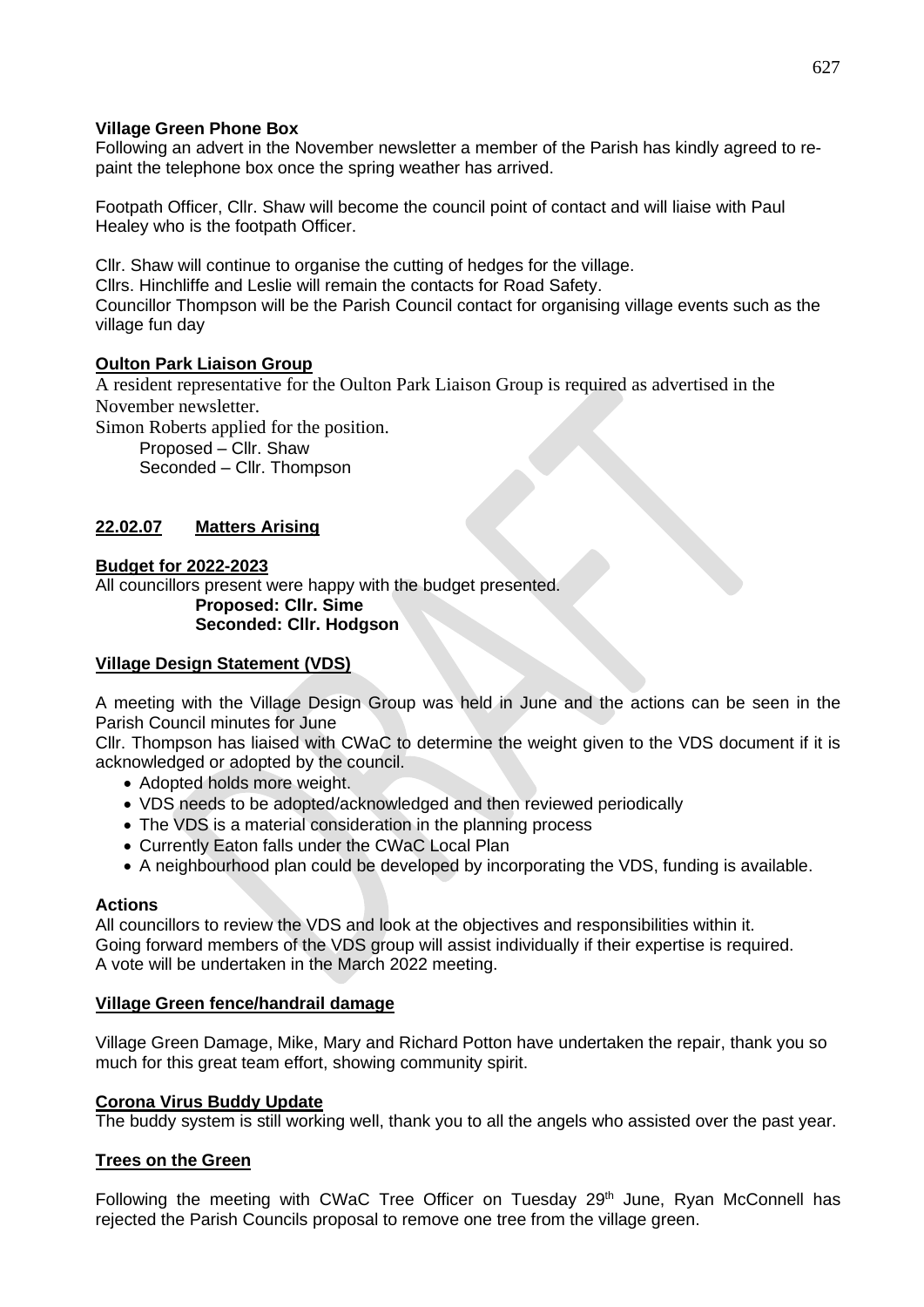**Village Green Phone Box**
Following an advert in the November newsletter a member of the Parish has kindly agreed to re-paint the telephone box once the spring weather has arrived.

Footpath Officer, Cllr. Shaw will become the council point of contact and will liaise with Paul Healey who is the footpath Officer.

Cllr. Shaw will continue to organise the cutting of hedges for the village.
Cllrs. Hinchliffe and Leslie will remain the contacts for Road Safety.
Councillor Thompson will be the Parish Council contact for organising village events such as the village fun day

**Oulton Park Liaison Group**

A resident representative for the Oulton Park Liaison Group is required as advertised in the November newsletter.
Simon Roberts applied for the position.
Proposed – Cllr. Shaw
Seconded – Cllr. Thompson

## 22.02.07 Matters Arising

**Budget for 2022-2023**
All councillors present were happy with the budget presented.
**Proposed: Cllr. Sime**
**Seconded: Cllr. Hodgson**

**Village Design Statement (VDS)**

A meeting with the Village Design Group was held in June and the actions can be seen in the Parish Council minutes for June

Cllr. Thompson has liaised with CWaC to determine the weight given to the VDS document if it is acknowledged or adopted by the council.

- Adopted holds more weight.
- VDS needs to be adopted/acknowledged and then reviewed periodically
- The VDS is a material consideration in the planning process
- Currently Eaton falls under the CWaC Local Plan
- A neighbourhood plan could be developed by incorporating the VDS, funding is available.

**Actions**
All councillors to review the VDS and look at the objectives and responsibilities within it.
Going forward members of the VDS group will assist individually if their expertise is required.
A vote will be undertaken in the March 2022 meeting.

**Village Green fence/handrail damage**

Village Green Damage, Mike, Mary and Richard Potton have undertaken the repair, thank you so much for this great team effort, showing community spirit.

**Corona Virus Buddy Update**
The buddy system is still working well, thank you to all the angels who assisted over the past year.

**Trees on the Green**

Following the meeting with CWaC Tree Officer on Tuesday 29th June, Ryan McConnell has rejected the Parish Councils proposal to remove one tree from the village green.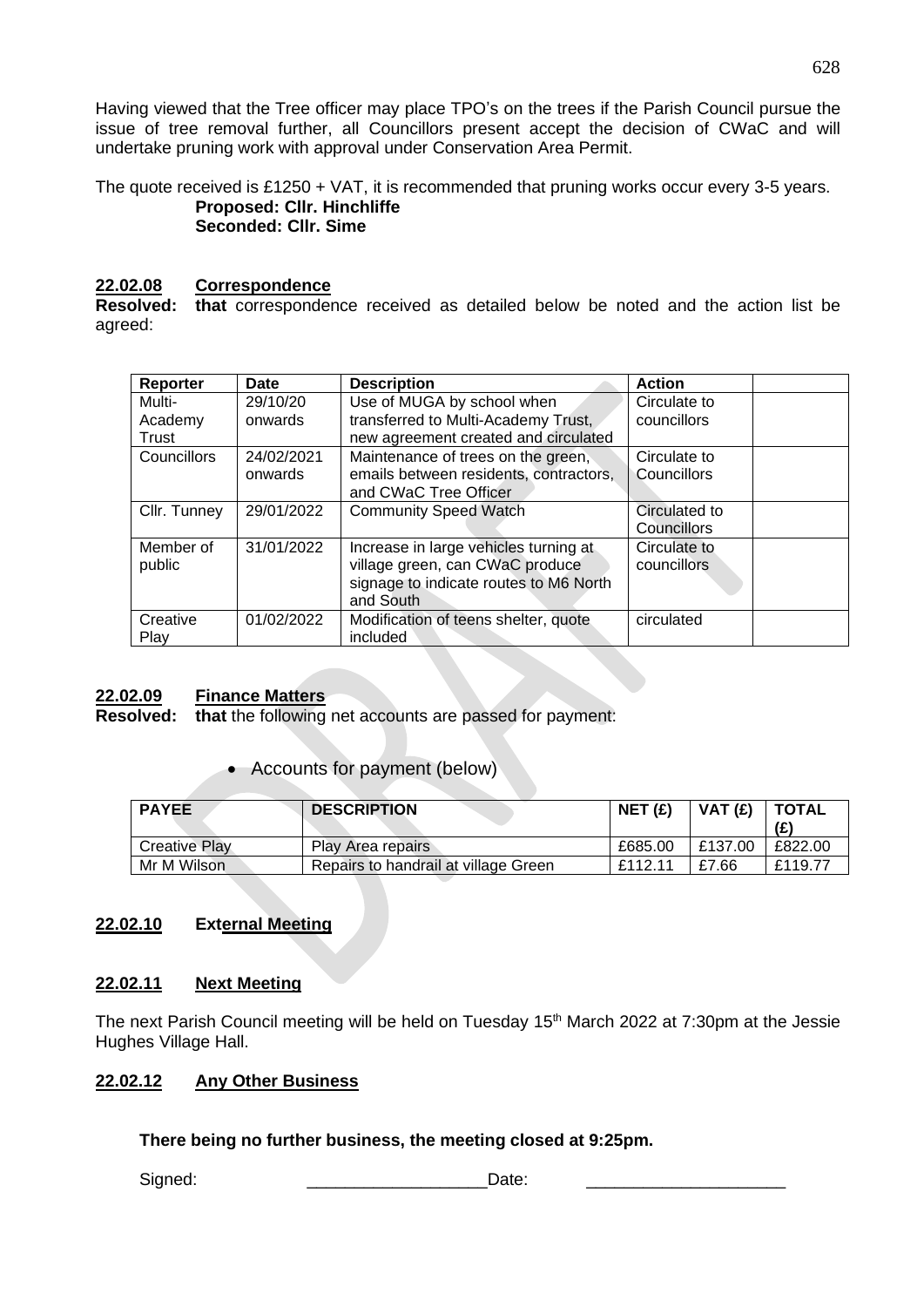Having viewed that the Tree officer may place TPO's on the trees if the Parish Council pursue the issue of tree removal further, all Councillors present accept the decision of CWaC and will undertake pruning work with approval under Conservation Area Permit.

The quote received is £1250 + VAT, it is recommended that pruning works occur every 3-5 years.

**Proposed: Cllr. Hinchliffe**
**Seconded: Cllr. Sime**

## 22.02.08 Correspondence

**Resolved: that** correspondence received as detailed below be noted and the action list be agreed:

| Reporter | Date | Description | Action | |
|---|---|---|---|---|
| Multi-Academy Trust | 29/10/20 onwards | Use of MUGA by school when transferred to Multi-Academy Trust, new agreement created and circulated | Circulate to councillors | |
| Councillors | 24/02/2021 onwards | Maintenance of trees on the green, emails between residents, contractors, and CWaC Tree Officer | Circulate to Councillors | |
| Cllr. Tunney | 29/01/2022 | Community Speed Watch | Circulated to Councillors | |
| Member of public | 31/01/2022 | Increase in large vehicles turning at village green, can CWaC produce signage to indicate routes to M6 North and South | Circulate to councillors | |
| Creative Play | 01/02/2022 | Modification of teens shelter, quote included | circulated | |

## 22.02.09 Finance Matters

**Resolved: that** the following net accounts are passed for payment:

- Accounts for payment (below)

| PAYEE | DESCRIPTION | NET (£) | VAT (£) | TOTAL (£) |
|---|---|---|---|---|
| Creative Play | Play Area repairs | £685.00 | £137.00 | £822.00 |
| Mr M Wilson | Repairs to handrail at village Green | £112.11 | £7.66 | £119.77 |

## 22.02.10 External Meeting

## 22.02.11 Next Meeting

The next Parish Council meeting will be held on Tuesday 15th March 2022 at 7:30pm at the Jessie Hughes Village Hall.

## 22.02.12 Any Other Business

**There being no further business, the meeting closed at 9:25pm.**

Signed: ___________________ Date: _____________________